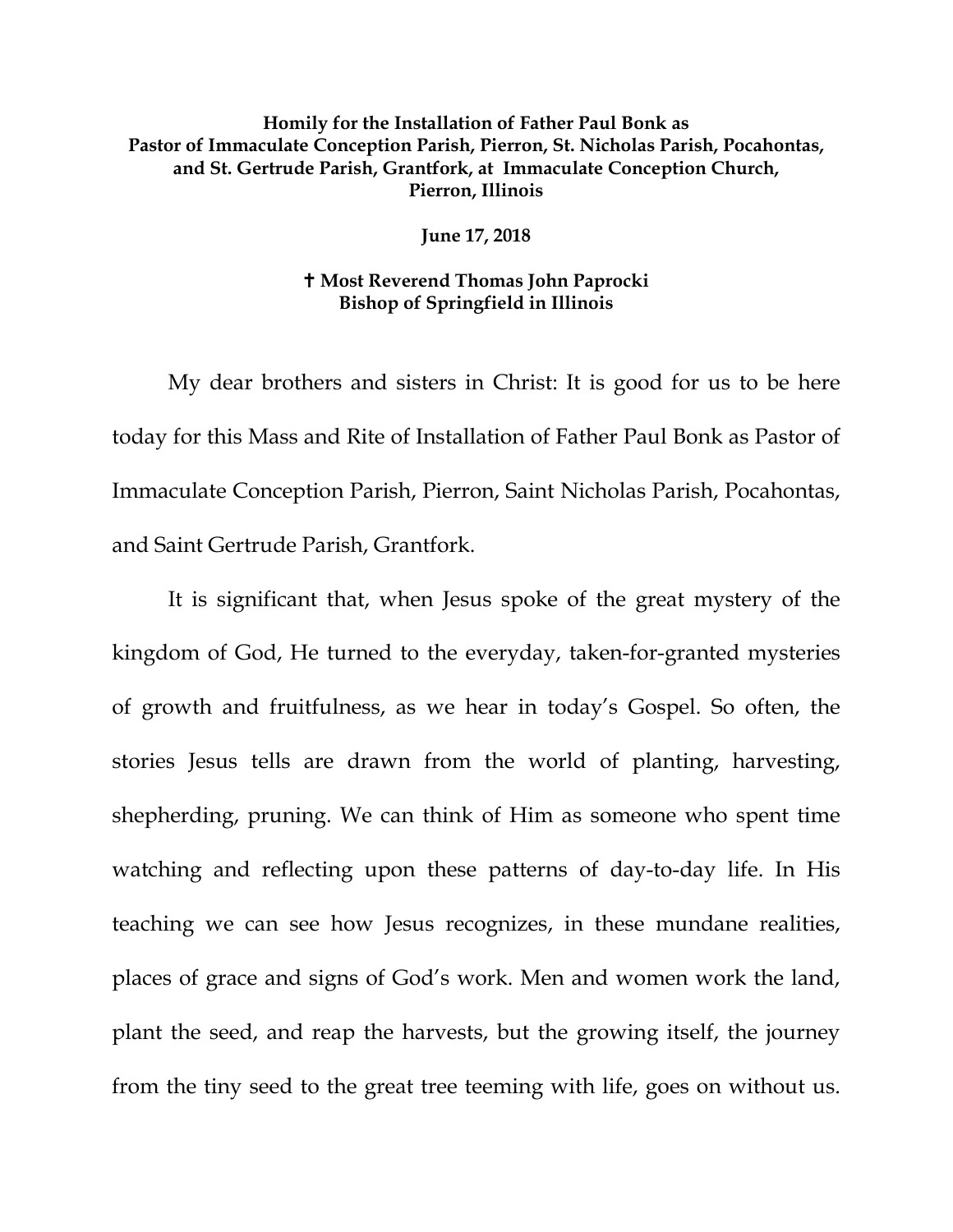**Homily for the Installation of Father Paul Bonk as Pastor of Immaculate Conception Parish, Pierron, St. Nicholas Parish, Pocahontas, and St. Gertrude Parish, Grantfork, at Immaculate Conception Church, Pierron, Illinois**

**June 17, 2018**

**✝ Most Reverend Thomas John Paprocki**
**Bishop of Springfield in Illinois**

My dear brothers and sisters in Christ: It is good for us to be here today for this Mass and Rite of Installation of Father Paul Bonk as Pastor of Immaculate Conception Parish, Pierron, Saint Nicholas Parish, Pocahontas, and Saint Gertrude Parish, Grantfork.

It is significant that, when Jesus spoke of the great mystery of the kingdom of God, He turned to the everyday, taken-for-granted mysteries of growth and fruitfulness, as we hear in today's Gospel. So often, the stories Jesus tells are drawn from the world of planting, harvesting, shepherding, pruning. We can think of Him as someone who spent time watching and reflecting upon these patterns of day-to-day life. In His teaching we can see how Jesus recognizes, in these mundane realities, places of grace and signs of God's work. Men and women work the land, plant the seed, and reap the harvests, but the growing itself, the journey from the tiny seed to the great tree teeming with life, goes on without us.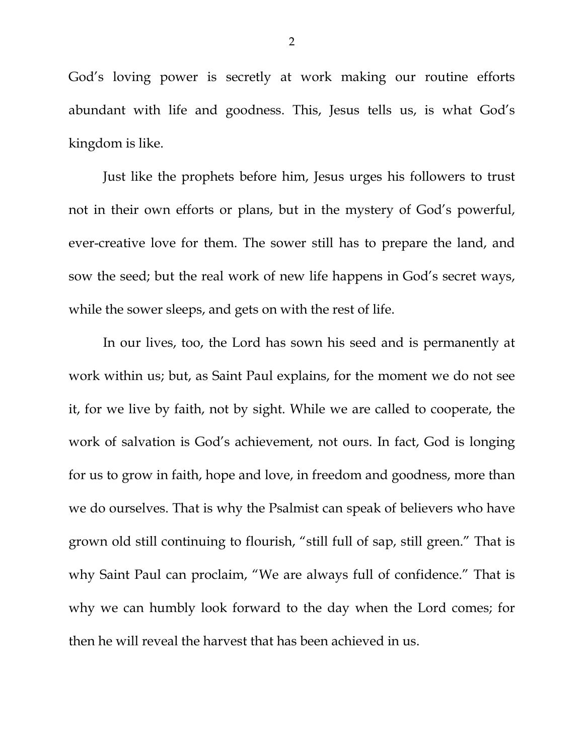God's loving power is secretly at work making our routine efforts abundant with life and goodness. This, Jesus tells us, is what God's kingdom is like.

Just like the prophets before him, Jesus urges his followers to trust not in their own efforts or plans, but in the mystery of God's powerful, ever-creative love for them. The sower still has to prepare the land, and sow the seed; but the real work of new life happens in God's secret ways, while the sower sleeps, and gets on with the rest of life.

In our lives, too, the Lord has sown his seed and is permanently at work within us; but, as Saint Paul explains, for the moment we do not see it, for we live by faith, not by sight. While we are called to cooperate, the work of salvation is God's achievement, not ours. In fact, God is longing for us to grow in faith, hope and love, in freedom and goodness, more than we do ourselves. That is why the Psalmist can speak of believers who have grown old still continuing to flourish, "still full of sap, still green." That is why Saint Paul can proclaim, "We are always full of confidence." That is why we can humbly look forward to the day when the Lord comes; for then he will reveal the harvest that has been achieved in us.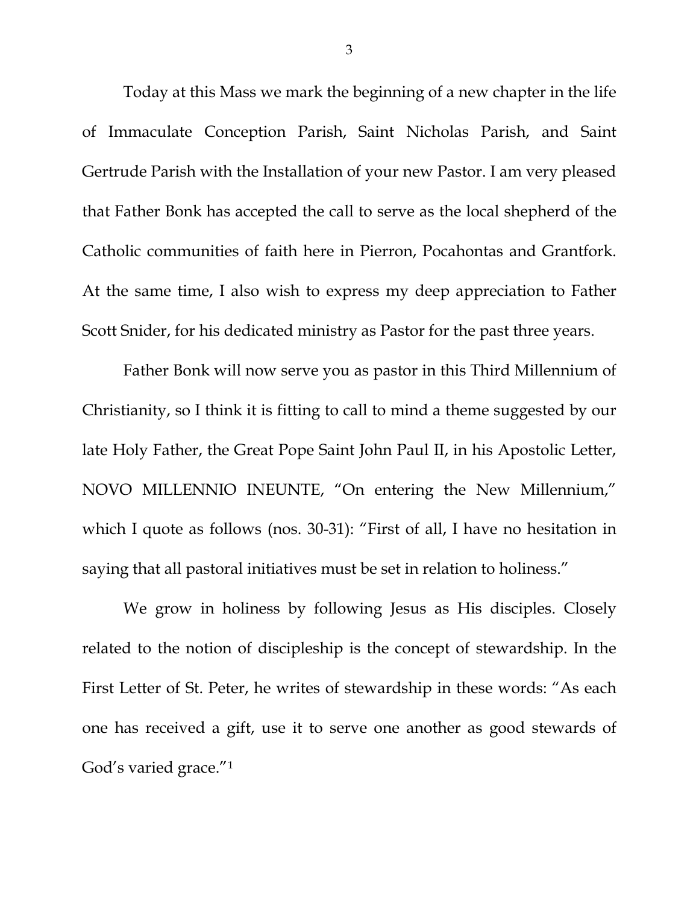Today at this Mass we mark the beginning of a new chapter in the life of Immaculate Conception Parish, Saint Nicholas Parish, and Saint Gertrude Parish with the Installation of your new Pastor. I am very pleased that Father Bonk has accepted the call to serve as the local shepherd of the Catholic communities of faith here in Pierron, Pocahontas and Grantfork. At the same time, I also wish to express my deep appreciation to Father Scott Snider, for his dedicated ministry as Pastor for the past three years.

Father Bonk will now serve you as pastor in this Third Millennium of Christianity, so I think it is fitting to call to mind a theme suggested by our late Holy Father, the Great Pope Saint John Paul II, in his Apostolic Letter, NOVO MILLENNIO INEUNTE, "On entering the New Millennium," which I quote as follows (nos. 30-31): "First of all, I have no hesitation in saying that all pastoral initiatives must be set in relation to holiness."

We grow in holiness by following Jesus as His disciples. Closely related to the notion of discipleship is the concept of stewardship. In the First Letter of St. Peter, he writes of stewardship in these words: "As each one has received a gift, use it to serve one another as good stewards of God's varied grace."[1]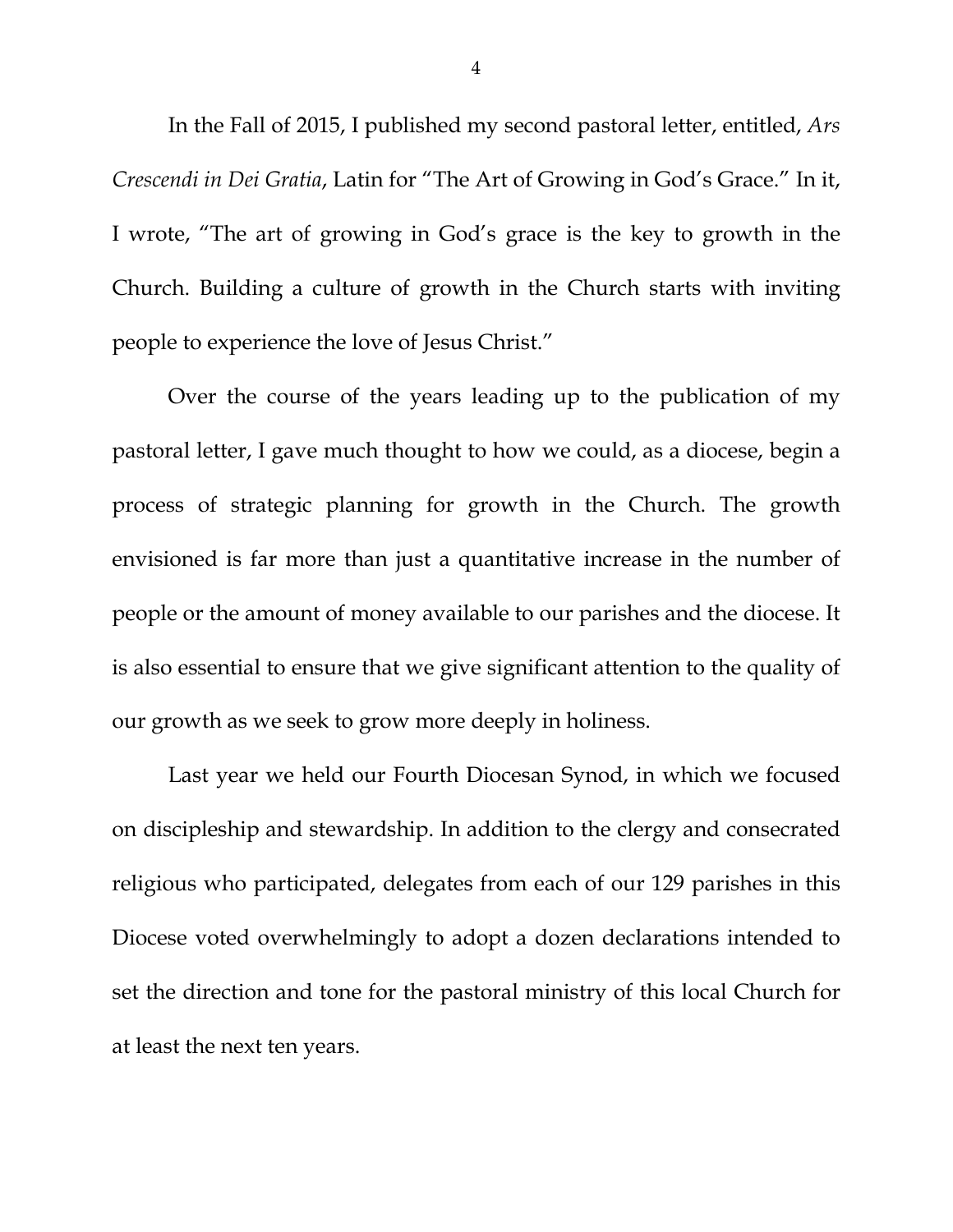In the Fall of 2015, I published my second pastoral letter, entitled, *Ars Crescendi in Dei Gratia*, Latin for "The Art of Growing in God's Grace." In it, I wrote, "The art of growing in God's grace is the key to growth in the Church. Building a culture of growth in the Church starts with inviting people to experience the love of Jesus Christ."

Over the course of the years leading up to the publication of my pastoral letter, I gave much thought to how we could, as a diocese, begin a process of strategic planning for growth in the Church. The growth envisioned is far more than just a quantitative increase in the number of people or the amount of money available to our parishes and the diocese. It is also essential to ensure that we give significant attention to the quality of our growth as we seek to grow more deeply in holiness.

Last year we held our Fourth Diocesan Synod, in which we focused on discipleship and stewardship. In addition to the clergy and consecrated religious who participated, delegates from each of our 129 parishes in this Diocese voted overwhelmingly to adopt a dozen declarations intended to set the direction and tone for the pastoral ministry of this local Church for at least the next ten years.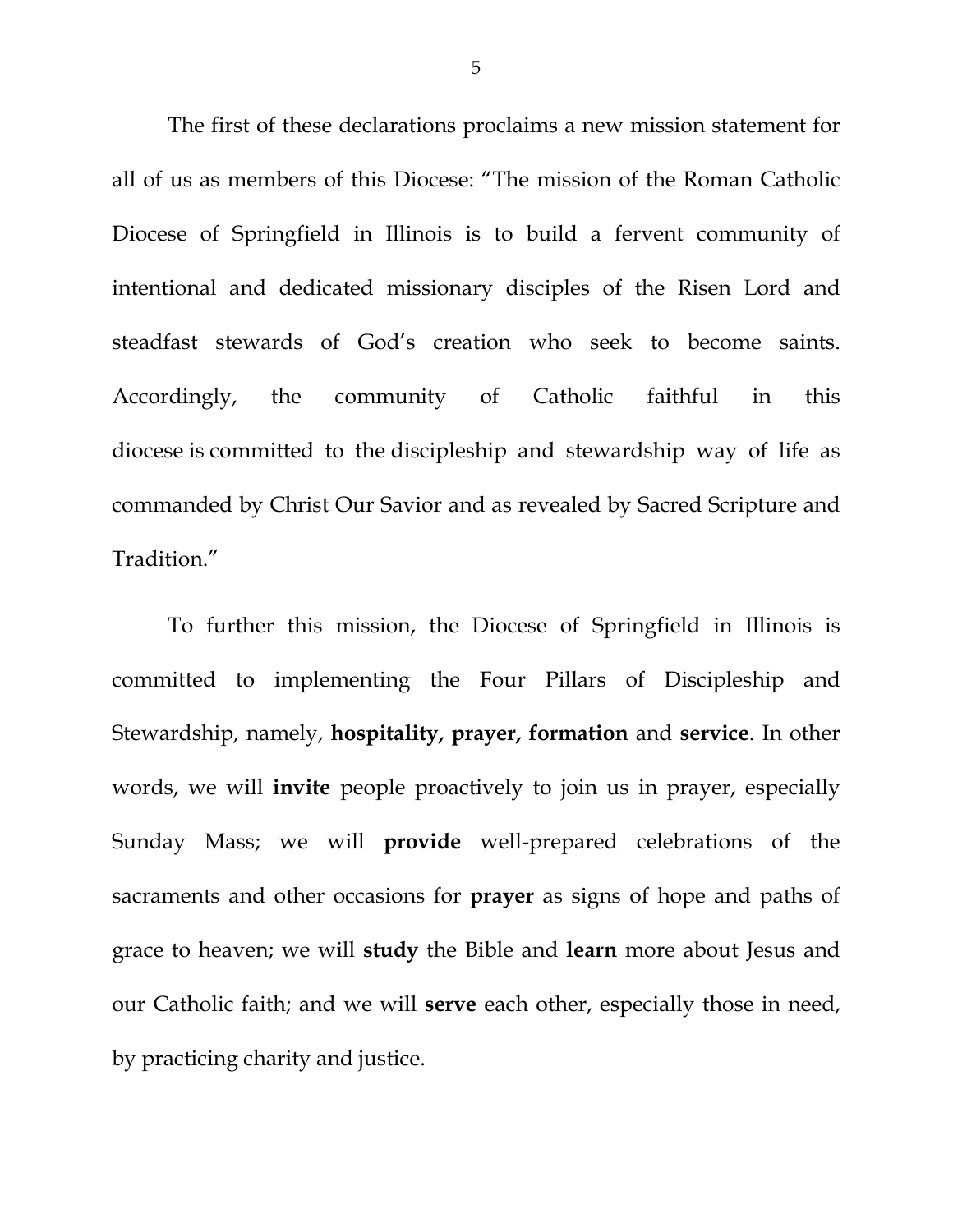The first of these declarations proclaims a new mission statement for all of us as members of this Diocese: "The mission of the Roman Catholic Diocese of Springfield in Illinois is to build a fervent community of intentional and dedicated missionary disciples of the Risen Lord and steadfast stewards of God's creation who seek to become saints. Accordingly, the community of Catholic faithful in this diocese is committed to the discipleship and stewardship way of life as commanded by Christ Our Savior and as revealed by Sacred Scripture and Tradition."

To further this mission, the Diocese of Springfield in Illinois is committed to implementing the Four Pillars of Discipleship and Stewardship, namely, **hospitality, prayer, formation** and **service**. In other words, we will **invite** people proactively to join us in prayer, especially Sunday Mass; we will **provide** well-prepared celebrations of the sacraments and other occasions for **prayer** as signs of hope and paths of grace to heaven; we will **study** the Bible and **learn** more about Jesus and our Catholic faith; and we will **serve** each other, especially those in need, by practicing charity and justice.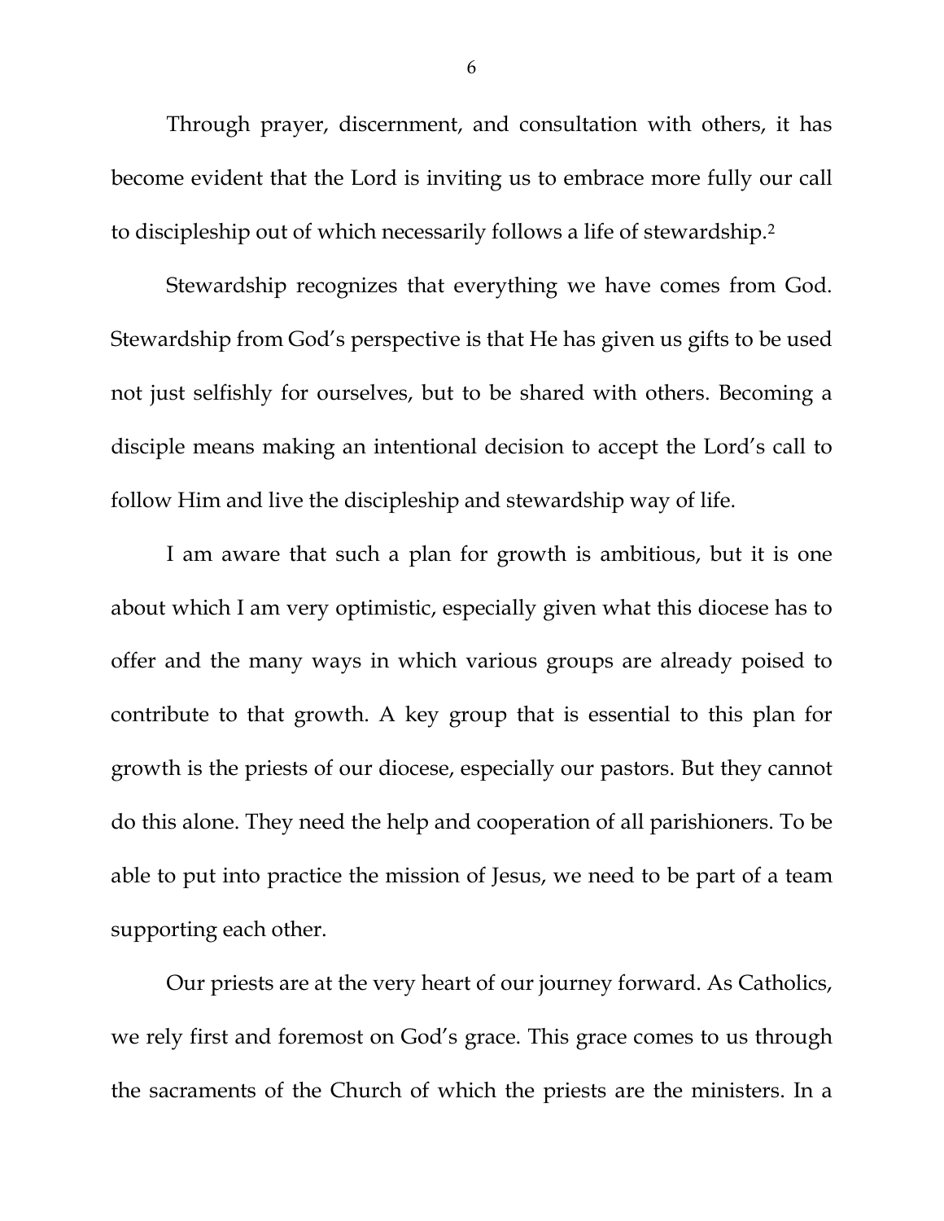Through prayer, discernment, and consultation with others, it has become evident that the Lord is inviting us to embrace more fully our call to discipleship out of which necessarily follows a life of stewardship.[2]

Stewardship recognizes that everything we have comes from God. Stewardship from God's perspective is that He has given us gifts to be used not just selfishly for ourselves, but to be shared with others. Becoming a disciple means making an intentional decision to accept the Lord's call to follow Him and live the discipleship and stewardship way of life.

I am aware that such a plan for growth is ambitious, but it is one about which I am very optimistic, especially given what this diocese has to offer and the many ways in which various groups are already poised to contribute to that growth. A key group that is essential to this plan for growth is the priests of our diocese, especially our pastors. But they cannot do this alone. They need the help and cooperation of all parishioners. To be able to put into practice the mission of Jesus, we need to be part of a team supporting each other.

Our priests are at the very heart of our journey forward. As Catholics, we rely first and foremost on God's grace. This grace comes to us through the sacraments of the Church of which the priests are the ministers. In a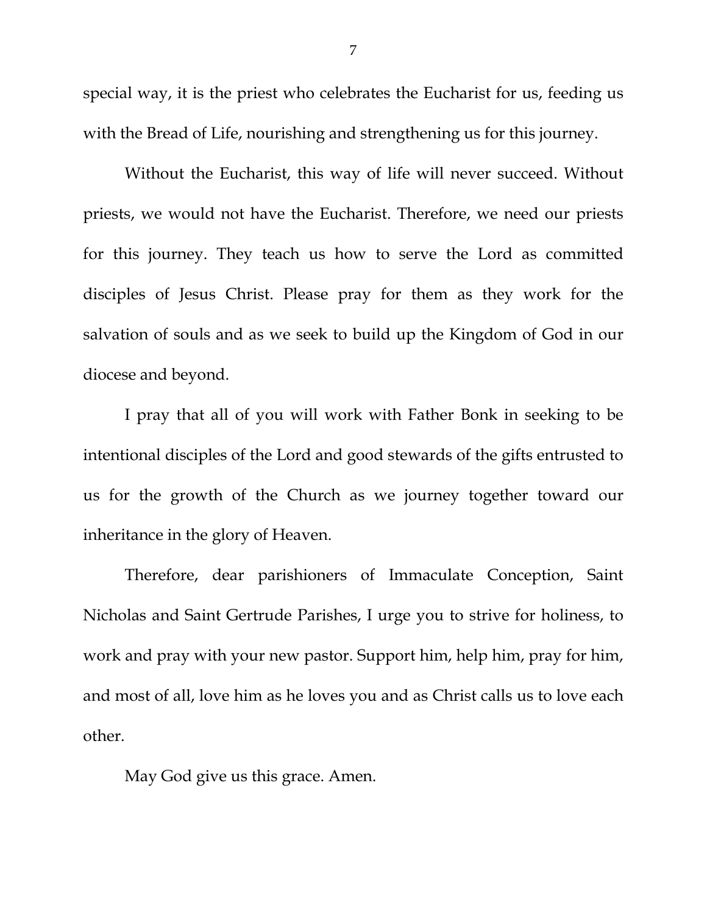special way, it is the priest who celebrates the Eucharist for us, feeding us with the Bread of Life, nourishing and strengthening us for this journey.

Without the Eucharist, this way of life will never succeed. Without priests, we would not have the Eucharist. Therefore, we need our priests for this journey. They teach us how to serve the Lord as committed disciples of Jesus Christ. Please pray for them as they work for the salvation of souls and as we seek to build up the Kingdom of God in our diocese and beyond.

I pray that all of you will work with Father Bonk in seeking to be intentional disciples of the Lord and good stewards of the gifts entrusted to us for the growth of the Church as we journey together toward our inheritance in the glory of Heaven.

Therefore, dear parishioners of Immaculate Conception, Saint Nicholas and Saint Gertrude Parishes, I urge you to strive for holiness, to work and pray with your new pastor. Support him, help him, pray for him, and most of all, love him as he loves you and as Christ calls us to love each other.

May God give us this grace. Amen.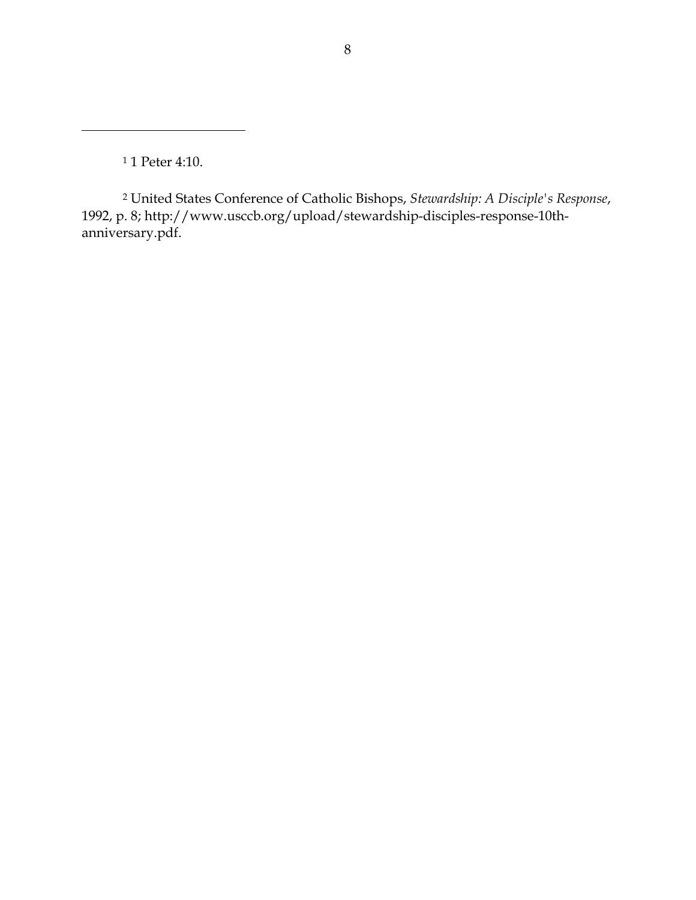---

[1] 1 Peter 4:10.

[2] United States Conference of Catholic Bishops, *Stewardship: A Disciple's Response*, 1992, p. 8; http://www.usccb.org/upload/stewardship-disciples-response-10th-anniversary.pdf.